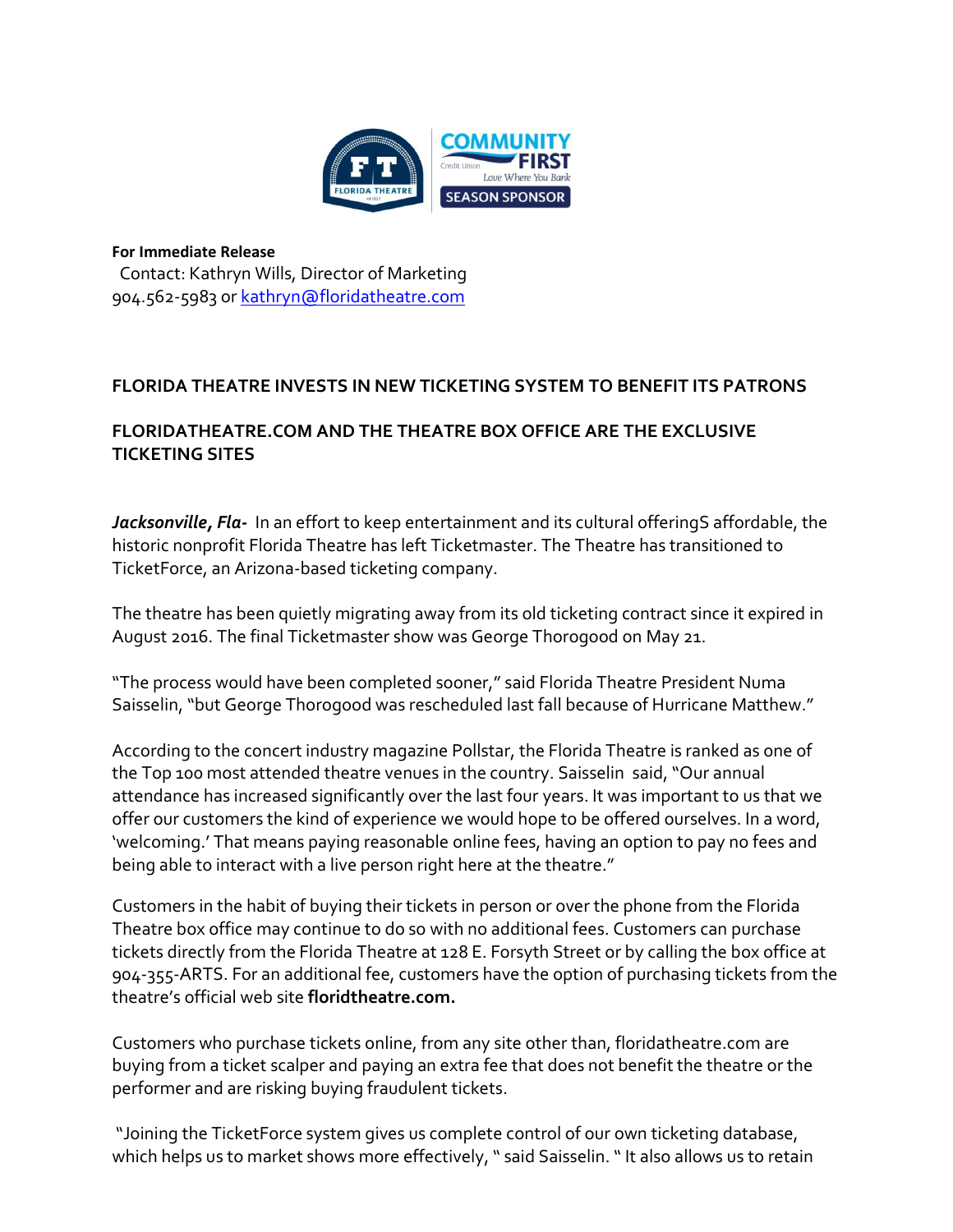**For Immediate Release**
Contact: Kathryn Wills, Director of Marketing
904.562-5983 or [kathryn@floridatheatre.com](mailto:kathryn@floridatheatre.com)

**FLORIDA THEATRE INVESTS IN NEW TICKETING SYSTEM TO BENEFIT ITS PATRONS**

**FLORIDATHEATRE.COM AND THE THEATRE BOX OFFICE ARE THE EXCLUSIVE TICKETING SITES**

***Jacksonville, Fla-*** In an effort to keep entertainment and its cultural offeringS affordable, the historic nonprofit Florida Theatre has left Ticketmaster. The Theatre has transitioned to TicketForce, an Arizona-based ticketing company.

The theatre has been quietly migrating away from its old ticketing contract since it expired in August 2016. The final Ticketmaster show was George Thorogood on May 21.

"The process would have been completed sooner," said Florida Theatre President Numa Saisselin, "but George Thorogood was rescheduled last fall because of Hurricane Matthew."

According to the concert industry magazine Pollstar, the Florida Theatre is ranked as one of the Top 100 most attended theatre venues in the country. Saisselin said, "Our annual attendance has increased significantly over the last four years. It was important to us that we offer our customers the kind of experience we would hope to be offered ourselves. In a word, 'welcoming.' That means paying reasonable online fees, having an option to pay no fees and being able to interact with a live person right here at the theatre."

Customers in the habit of buying their tickets in person or over the phone from the Florida Theatre box office may continue to do so with no additional fees. Customers can purchase tickets directly from the Florida Theatre at 128 E. Forsyth Street or by calling the box office at 904-355-ARTS. For an additional fee, customers have the option of purchasing tickets from the theatre's official web site **floridtheatre.com.**

Customers who purchase tickets online, from any site other than, floridatheatre.com are buying from a ticket scalper and paying an extra fee that does not benefit the theatre or the performer and are risking buying fraudulent tickets.

"Joining the TicketForce system gives us complete control of our own ticketing database, which helps us to market shows more effectively, " said Saisselin. " It also allows us to retain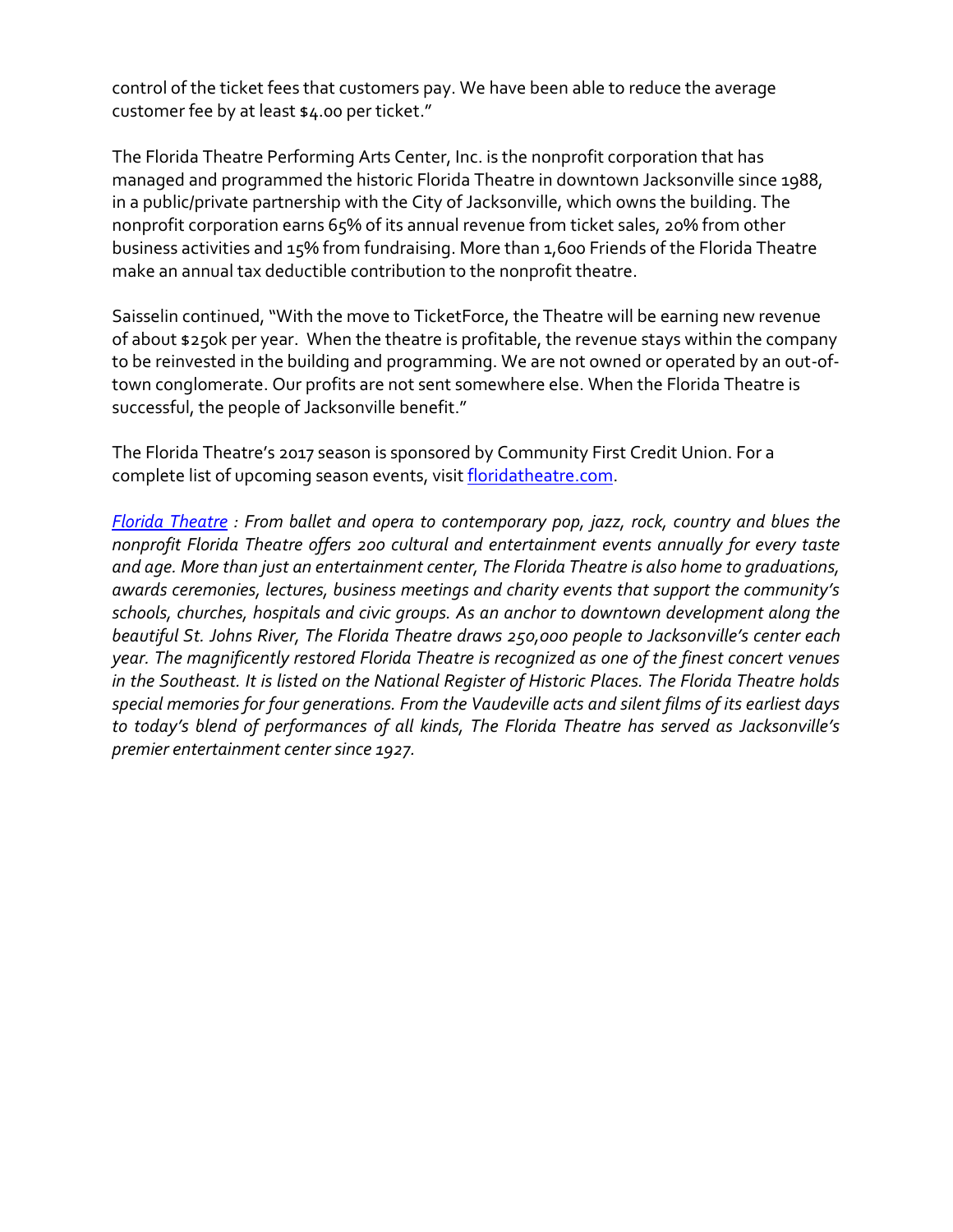control of the ticket fees that customers pay. We have been able to reduce the average customer fee by at least $4.00 per ticket."

The Florida Theatre Performing Arts Center, Inc. is the nonprofit corporation that has managed and programmed the historic Florida Theatre in downtown Jacksonville since 1988, in a public/private partnership with the City of Jacksonville, which owns the building. The nonprofit corporation earns 65% of its annual revenue from ticket sales, 20% from other business activities and 15% from fundraising. More than 1,600 Friends of the Florida Theatre make an annual tax deductible contribution to the nonprofit theatre.

Saisselin continued, "With the move to TicketForce, the Theatre will be earning new revenue of about $250k per year. When the theatre is profitable, the revenue stays within the company to be reinvested in the building and programming. We are not owned or operated by an out-of-town conglomerate. Our profits are not sent somewhere else. When the Florida Theatre is successful, the people of Jacksonville benefit."

The Florida Theatre's 2017 season is sponsored by Community First Credit Union. For a complete list of upcoming season events, visit [floridatheatre.com](floridatheatre.com).

*[Florida Theatre](Florida Theatre) : From ballet and opera to contemporary pop, jazz, rock, country and blues the nonprofit Florida Theatre offers 200 cultural and entertainment events annually for every taste and age. More than just an entertainment center, The Florida Theatre is also home to graduations, awards ceremonies, lectures, business meetings and charity events that support the community's schools, churches, hospitals and civic groups. As an anchor to downtown development along the beautiful St. Johns River, The Florida Theatre draws 250,000 people to Jacksonville's center each year. The magnificently restored Florida Theatre is recognized as one of the finest concert venues in the Southeast. It is listed on the National Register of Historic Places. The Florida Theatre holds special memories for four generations. From the Vaudeville acts and silent films of its earliest days to today's blend of performances of all kinds, The Florida Theatre has served as Jacksonville's premier entertainment center since 1927.*